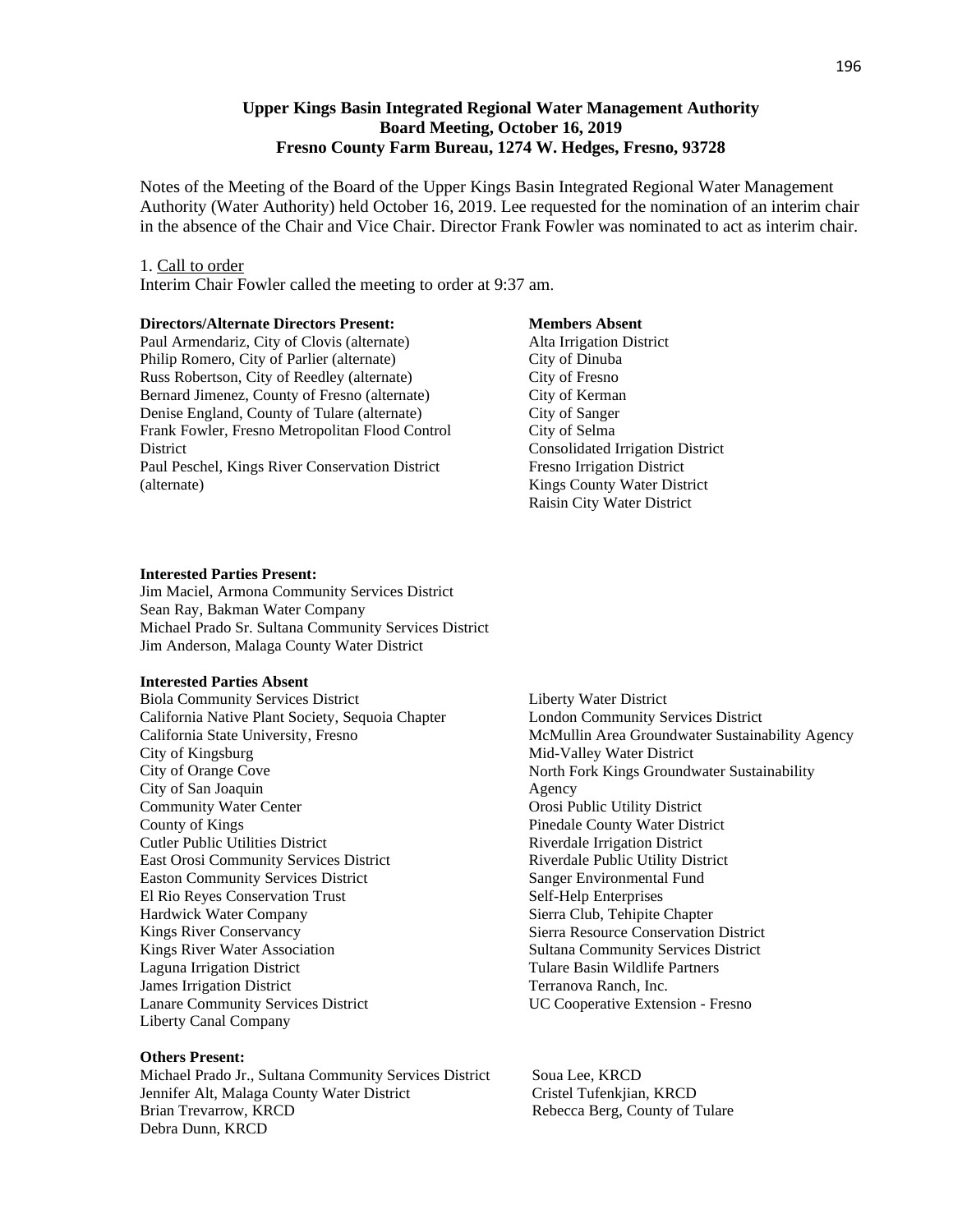**Upper Kings Basin Integrated Regional Water Management Authority**
**Board Meeting, October 16, 2019**
**Fresno County Farm Bureau, 1274 W. Hedges, Fresno, 93728**

Notes of the Meeting of the Board of the Upper Kings Basin Integrated Regional Water Management Authority (Water Authority) held October 16, 2019. Lee requested for the nomination of an interim chair in the absence of the Chair and Vice Chair. Director Frank Fowler was nominated to act as interim chair.

1. Call to order

Interim Chair Fowler called the meeting to order at 9:37 am.

**Directors/Alternate Directors Present:**

Paul Armendariz, City of Clovis (alternate)
Philip Romero, City of Parlier (alternate)
Russ Robertson, City of Reedley (alternate)
Bernard Jimenez, County of Fresno (alternate)
Denise England, County of Tulare (alternate)
Frank Fowler, Fresno Metropolitan Flood Control District
Paul Peschel, Kings River Conservation District (alternate)

**Members Absent**

Alta Irrigation District
City of Dinuba
City of Fresno
City of Kerman
City of Sanger
City of Selma
Consolidated Irrigation District
Fresno Irrigation District
Kings County Water District
Raisin City Water District

**Interested Parties Present:**

Jim Maciel, Armona Community Services District
Sean Ray, Bakman Water Company
Michael Prado Sr. Sultana Community Services District
Jim Anderson, Malaga County Water District

**Interested Parties Absent**

Biola Community Services District
California Native Plant Society, Sequoia Chapter
California State University, Fresno
City of Kingsburg
City of Orange Cove
City of San Joaquin
Community Water Center
County of Kings
Cutler Public Utilities District
East Orosi Community Services District
Easton Community Services District
El Rio Reyes Conservation Trust
Hardwick Water Company
Kings River Conservancy
Kings River Water Association
Laguna Irrigation District
James Irrigation District
Lanare Community Services District
Liberty Canal Company
Liberty Water District
London Community Services District
McMullin Area Groundwater Sustainability Agency
Mid-Valley Water District
North Fork Kings Groundwater Sustainability Agency
Orosi Public Utility District
Pinedale County Water District
Riverdale Irrigation District
Riverdale Public Utility District
Sanger Environmental Fund
Self-Help Enterprises
Sierra Club, Tehipite Chapter
Sierra Resource Conservation District
Sultana Community Services District
Tulare Basin Wildlife Partners
Terranova Ranch, Inc.
UC Cooperative Extension - Fresno

**Others Present:**

Michael Prado Jr., Sultana Community Services District
Jennifer Alt, Malaga County Water District
Brian Trevarrow, KRCD
Debra Dunn, KRCD
Soua Lee, KRCD
Cristel Tufenkjian, KRCD
Rebecca Berg, County of Tulare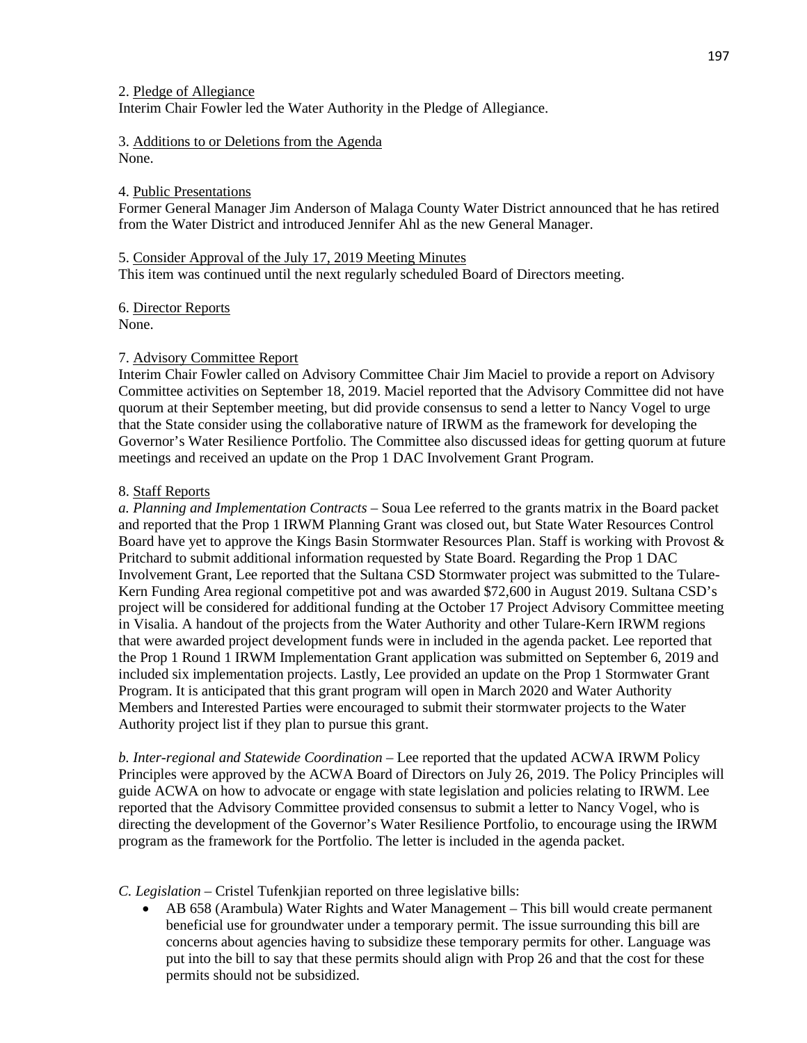2. Pledge of Allegiance

Interim Chair Fowler led the Water Authority in the Pledge of Allegiance.

3. Additions to or Deletions from the Agenda

None.

4. Public Presentations

Former General Manager Jim Anderson of Malaga County Water District announced that he has retired from the Water District and introduced Jennifer Ahl as the new General Manager.

5. Consider Approval of the July 17, 2019 Meeting Minutes

This item was continued until the next regularly scheduled Board of Directors meeting.

6. Director Reports

None.

7. Advisory Committee Report

Interim Chair Fowler called on Advisory Committee Chair Jim Maciel to provide a report on Advisory Committee activities on September 18, 2019. Maciel reported that the Advisory Committee did not have quorum at their September meeting, but did provide consensus to send a letter to Nancy Vogel to urge that the State consider using the collaborative nature of IRWM as the framework for developing the Governor's Water Resilience Portfolio. The Committee also discussed ideas for getting quorum at future meetings and received an update on the Prop 1 DAC Involvement Grant Program.

8. Staff Reports

*a. Planning and Implementation Contracts* – Soua Lee referred to the grants matrix in the Board packet and reported that the Prop 1 IRWM Planning Grant was closed out, but State Water Resources Control Board have yet to approve the Kings Basin Stormwater Resources Plan. Staff is working with Provost & Pritchard to submit additional information requested by State Board. Regarding the Prop 1 DAC Involvement Grant, Lee reported that the Sultana CSD Stormwater project was submitted to the Tulare-Kern Funding Area regional competitive pot and was awarded $72,600 in August 2019. Sultana CSD's project will be considered for additional funding at the October 17 Project Advisory Committee meeting in Visalia. A handout of the projects from the Water Authority and other Tulare-Kern IRWM regions that were awarded project development funds were in included in the agenda packet. Lee reported that the Prop 1 Round 1 IRWM Implementation Grant application was submitted on September 6, 2019 and included six implementation projects. Lastly, Lee provided an update on the Prop 1 Stormwater Grant Program. It is anticipated that this grant program will open in March 2020 and Water Authority Members and Interested Parties were encouraged to submit their stormwater projects to the Water Authority project list if they plan to pursue this grant.

*b. Inter-regional and Statewide Coordination* – Lee reported that the updated ACWA IRWM Policy Principles were approved by the ACWA Board of Directors on July 26, 2019. The Policy Principles will guide ACWA on how to advocate or engage with state legislation and policies relating to IRWM. Lee reported that the Advisory Committee provided consensus to submit a letter to Nancy Vogel, who is directing the development of the Governor's Water Resilience Portfolio, to encourage using the IRWM program as the framework for the Portfolio. The letter is included in the agenda packet.

*C. Legislation* – Cristel Tufenkjian reported on three legislative bills:

- AB 658 (Arambula) Water Rights and Water Management – This bill would create permanent beneficial use for groundwater under a temporary permit. The issue surrounding this bill are concerns about agencies having to subsidize these temporary permits for other. Language was put into the bill to say that these permits should align with Prop 26 and that the cost for these permits should not be subsidized.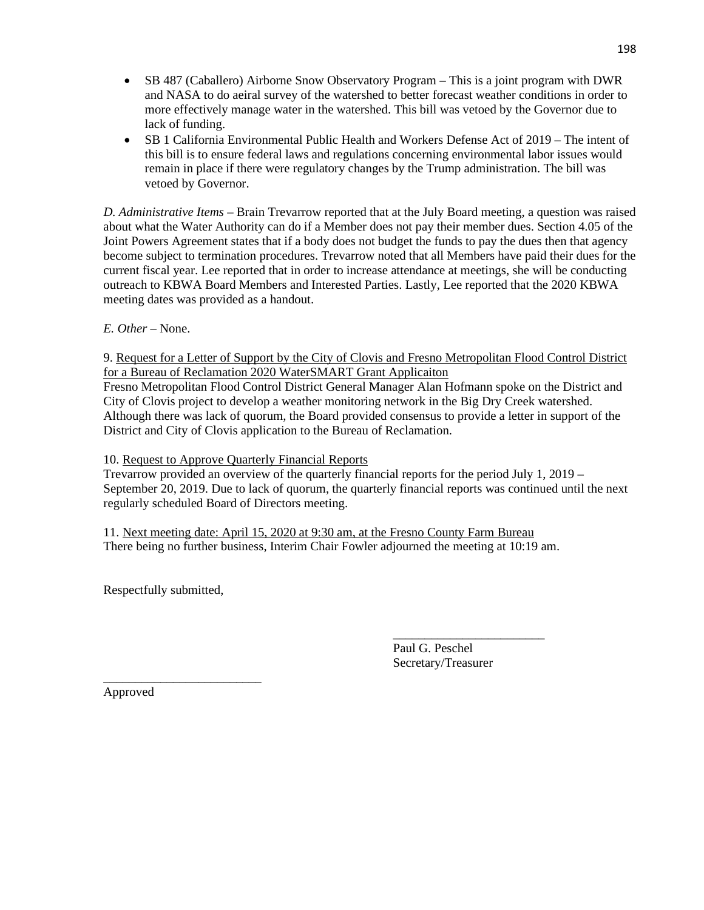- SB 487 (Caballero) Airborne Snow Observatory Program – This is a joint program with DWR and NASA to do aeiral survey of the watershed to better forecast weather conditions in order to more effectively manage water in the watershed. This bill was vetoed by the Governor due to lack of funding.
- SB 1 California Environmental Public Health and Workers Defense Act of 2019 – The intent of this bill is to ensure federal laws and regulations concerning environmental labor issues would remain in place if there were regulatory changes by the Trump administration. The bill was vetoed by Governor.

*D. Administrative Items* – Brain Trevarrow reported that at the July Board meeting, a question was raised about what the Water Authority can do if a Member does not pay their member dues. Section 4.05 of the Joint Powers Agreement states that if a body does not budget the funds to pay the dues then that agency become subject to termination procedures. Trevarrow noted that all Members have paid their dues for the current fiscal year. Lee reported that in order to increase attendance at meetings, she will be conducting outreach to KBWA Board Members and Interested Parties. Lastly, Lee reported that the 2020 KBWA meeting dates was provided as a handout.

*E. Other* – None.

9. <u>Request for a Letter of Support by the City of Clovis and Fresno Metropolitan Flood Control District for a Bureau of Reclamation 2020 WaterSMART Grant Applicaiton</u>
Fresno Metropolitan Flood Control District General Manager Alan Hofmann spoke on the District and City of Clovis project to develop a weather monitoring network in the Big Dry Creek watershed. Although there was lack of quorum, the Board provided consensus to provide a letter in support of the District and City of Clovis application to the Bureau of Reclamation.

10. <u>Request to Approve Quarterly Financial Reports</u>
Trevarrow provided an overview of the quarterly financial reports for the period July 1, 2019 – September 20, 2019. Due to lack of quorum, the quarterly financial reports was continued until the next regularly scheduled Board of Directors meeting.

11. <u>Next meeting date: April 15, 2020 at 9:30 am, at the Fresno County Farm Bureau</u>
There being no further business, Interim Chair Fowler adjourned the meeting at 10:19 am.

Respectfully submitted,

\_\_\_\_\_\_\_\_\_\_\_\_\_\_\_\_\_\_\_\_\_\_\_\_
Paul G. Peschel
Secretary/Treasurer

\_\_\_\_\_\_\_\_\_\_\_\_\_\_\_\_\_\_\_\_\_\_\_\_
Approved